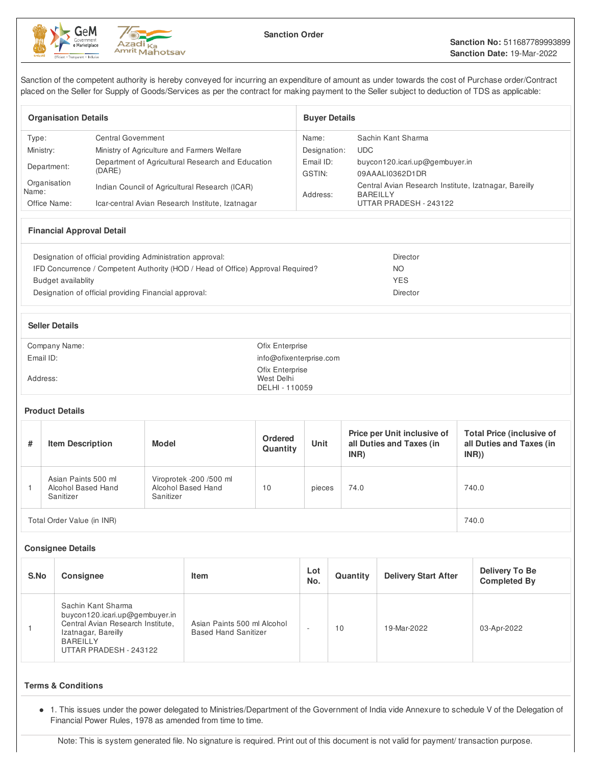# Sanction Order

**Sanction No:** 511687789993899
**Sanction Date:** 19-Mar-2022

Sanction of the competent authority is hereby conveyed for incurring an expenditure of amount as under towards the cost of Purchase order/Contract placed on the Seller for Supply of Goods/Services as per the contract for making payment to the Seller subject to deduction of TDS as applicable:

| Organisation Details | | Buyer Details | |
|---|---|---|---|
| Type: | Central Government | Name: | Sachin Kant Sharma |
| Ministry: | Ministry of Agriculture and Farmers Welfare | Designation: | UDC |
| Department: | Department of Agricultural Research and Education (DARE) | Email ID: | buycon120.icari.up@gembuyer.in |
| Organisation Name: | Indian Council of Agricultural Research (ICAR) | GSTIN: | 09AAALI0362D1DR |
| Office Name: | Icar-central Avian Research Institute, Izatnagar | Address: | Central Avian Research Institute, Izatnagar, Bareilly BAREILLY UTTAR PRADESH - 243122 |

## Financial Approval Detail

| | |
|---|---|
| Designation of official providing Administration approval: | Director |
| IFD Concurrence / Competent Authority (HOD / Head of Office) Approval Required? | NO |
| Budget availablity | YES |
| Designation of official providing Financial approval: | Director |

## Seller Details

| | |
|---|---|
| Company Name: | Ofix Enterprise |
| Email ID: | info@ofixenterprise.com |
| Address: | Ofix Enterprise West Delhi DELHI - 110059 |

## Product Details

| # | Item Description | Model | Ordered Quantity | Unit | Price per Unit inclusive of all Duties and Taxes (in INR) | Total Price (inclusive of all Duties and Taxes (in INR)) |
|---|---|---|---|---|---|---|
| 1 | Asian Paints 500 ml Alcohol Based Hand Sanitizer | Viroprotek -200 /500 ml Alcohol Based Hand Sanitizer | 10 | pieces | 74.0 | 740.0 |
| Total Order Value (in INR) | | | | | | 740.0 |

## Consignee Details

| S.No | Consignee | Item | Lot No. | Quantity | Delivery Start After | Delivery To Be Completed By |
|---|---|---|---|---|---|---|
| 1 | Sachin Kant Sharma buycon120.icari.up@gembuyer.in Central Avian Research Institute, Izatnagar, Bareilly BAREILLY UTTAR PRADESH - 243122 | Asian Paints 500 ml Alcohol Based Hand Sanitizer | - | 10 | 19-Mar-2022 | 03-Apr-2022 |

## Terms & Conditions

- 1. This issues under the power delegated to Ministries/Department of the Government of India vide Annexure to schedule V of the Delegation of Financial Power Rules, 1978 as amended from time to time.

Note: This is system generated file. No signature is required. Print out of this document is not valid for payment/ transaction purpose.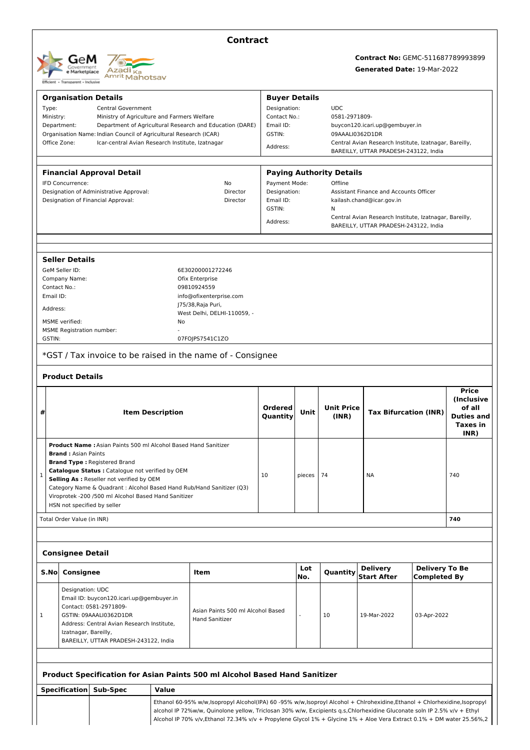# Contract

**Contract No:** GEMC-511687789993899

**Generated Date:** 19-Mar-2022

## Organisation Details

| | |
|---|---|
| Type: | Central Government |
| Ministry: | Ministry of Agriculture and Farmers Welfare |
| Department: | Department of Agricultural Research and Education (DARE) |
| Organisation Name: | Indian Council of Agricultural Research (ICAR) |
| Office Zone: | Icar-central Avian Research Institute, Izatnagar |

## Buyer Details

| | |
|---|---|
| Designation: | UDC |
| Contact No.: | 0581-2971809- |
| Email ID: | buycon120.icari.up@gembuyer.in |
| GSTIN: | 09AAALI0362D1DR |
| Address: | Central Avian Research Institute, Izatnagar, Bareilly, BAREILLY, UTTAR PRADESH-243122, India |

## Financial Approval Detail

| | |
|---|---|
| IFD Concurrence: | No |
| Designation of Administrative Approval: | Director |
| Designation of Financial Approval: | Director |

## Paying Authority Details

| | |
|---|---|
| Payment Mode: | Offline |
| Designation: | Assistant Finance and Accounts Officer |
| Email ID: | kailash.chand@icar.gov.in |
| GSTIN: | N |
| Address: | Central Avian Research Institute, Izatnagar, Bareilly, BAREILLY, UTTAR PRADESH-243122, India |

## Seller Details

| | |
|---|---|
| GeM Seller ID: | 6E30200001272246 |
| Company Name: | Ofix Enterprise |
| Contact No.: | 09810924559 |
| Email ID: | info@ofixenterprise.com |
| Address: | J75/38,Raja Puri, West Delhi, DELHI-110059, - |
| MSME verified: | No |
| MSME Registration number: | - |
| GSTIN: | 07FOJPS7541C1ZO |

*GST / Tax invoice to be raised in the name of - Consignee

## Product Details

| # | Item Description | Ordered Quantity | Unit | Unit Price (INR) | Tax Bifurcation (INR) | Price (Inclusive of all Duties and Taxes in INR) |
|---|---|---|---|---|---|---|
| 1 | **Product Name :** Asian Paints 500 ml Alcohol Based Hand Sanitizer<br>**Brand :** Asian Paints<br>**Brand Type :** Registered Brand<br>**Catalogue Status :** Catalogue not verified by OEM<br>**Selling As :** Reseller not verified by OEM<br>Category Name & Quadrant : Alcohol Based Hand Rub/Hand Sanitizer (Q3)<br>Viroprotek -200 /500 ml Alcohol Based Hand Sanitizer<br>HSN not specified by seller | 10 | pieces | 74 | NA | 740 |
| | Total Order Value (in INR) | | | | | **740** |

## Consignee Detail

| S.No | Consignee | Item | Lot No. | Quantity | Delivery Start After | Delivery To Be Completed By |
|---|---|---|---|---|---|---|
| 1 | Designation: UDC<br>Email ID: buycon120.icari.up@gembuyer.in<br>Contact: 0581-2971809-<br>GSTIN: 09AAALI0362D1DR<br>Address: Central Avian Research Institute, Izatnagar, Bareilly, BAREILLY, UTTAR PRADESH-243122, India | Asian Paints 500 ml Alcohol Based Hand Sanitizer | - | 10 | 19-Mar-2022 | 03-Apr-2022 |

## Product Specification for Asian Paints 500 ml Alcohol Based Hand Sanitizer

| Specification | Sub-Spec | Value |
|---|---|---|
| | | Ethanol 60-95% w/w,Isopropyl Alcohol(IPA) 60 -95% w/w,Isopropyl Alcohol + Chlrohexidine,Ethanol + Chlorhexidine,Isopropyl alcohol IP 72%w/w, Quinolone yellow, Triclosan 30% w/w, Excipients q.s,Chlorhexidine Gluconate soln IP 2.5% v/v + Ethyl Alcohol IP 70% v/v,Ethanol 72.34% v/v + Propylene Glycol 1% + Glycine 1% + Aloe Vera Extract 0.1% + DM water 25.56%,2 |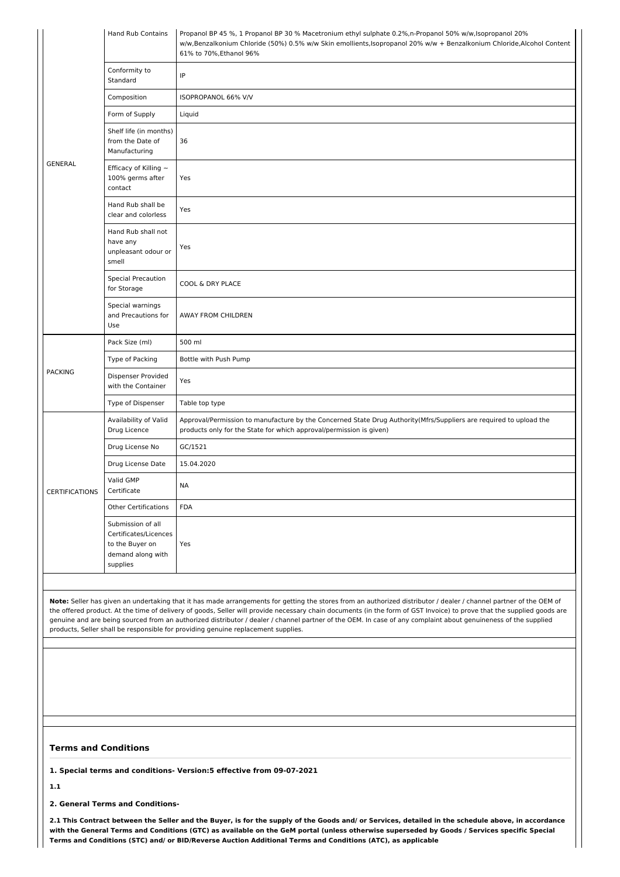| | | |
|---|---|---|
| GENERAL | Hand Rub Contains | Propanol BP 45 %, 1 Propanol BP 30 % Macetronium ethyl sulphate 0.2%,n-Propanol 50% w/w,Isopropanol 20% w/w,Benzalkonium Chloride (50%) 0.5% w/w Skin emollients,Isopropanol 20% w/w + Benzalkonium Chloride,Alcohol Content 61% to 70%,Ethanol 96% |
| | Conformity to Standard | IP |
| | Composition | ISOPROPANOL 66% V/V |
| | Form of Supply | Liquid |
| | Shelf life (in months) from the Date of Manufacturing | 36 |
| | Efficacy of Killing ~ 100% germs after contact | Yes |
| | Hand Rub shall be clear and colorless | Yes |
| | Hand Rub shall not have any unpleasant odour or smell | Yes |
| | Special Precaution for Storage | COOL & DRY PLACE |
| | Special warnings and Precautions for Use | AWAY FROM CHILDREN |
| PACKING | Pack Size (ml) | 500 ml |
| | Type of Packing | Bottle with Push Pump |
| | Dispenser Provided with the Container | Yes |
| | Type of Dispenser | Table top type |
| CERTIFICATIONS | Availability of Valid Drug Licence | Approval/Permission to manufacture by the Concerned State Drug Authority(Mfrs/Suppliers are required to upload the products only for the State for which approval/permission is given) |
| | Drug License No | GC/1521 |
| | Drug License Date | 15.04.2020 |
| | Valid GMP Certificate | NA |
| | Other Certifications | FDA |
| | Submission of all Certificates/Licences to the Buyer on demand along with supplies | Yes |

**Note:** Seller has given an undertaking that it has made arrangements for getting the stores from an authorized distributor / dealer / channel partner of the OEM of the offered product. At the time of delivery of goods, Seller will provide necessary chain documents (in the form of GST Invoice) to prove that the supplied goods are genuine and are being sourced from an authorized distributor / dealer / channel partner of the OEM. In case of any complaint about genuineness of the supplied products, Seller shall be responsible for providing genuine replacement supplies.

### Terms and Conditions

**1. Special terms and conditions- Version:5 effective from 09-07-2021**

**1.1**

**2. General Terms and Conditions-**

**2.1 This Contract between the Seller and the Buyer, is for the supply of the Goods and/ or Services, detailed in the schedule above, in accordance with the General Terms and Conditions (GTC) as available on the GeM portal (unless otherwise superseded by Goods / Services specific Special Terms and Conditions (STC) and/ or BID/Reverse Auction Additional Terms and Conditions (ATC), as applicable**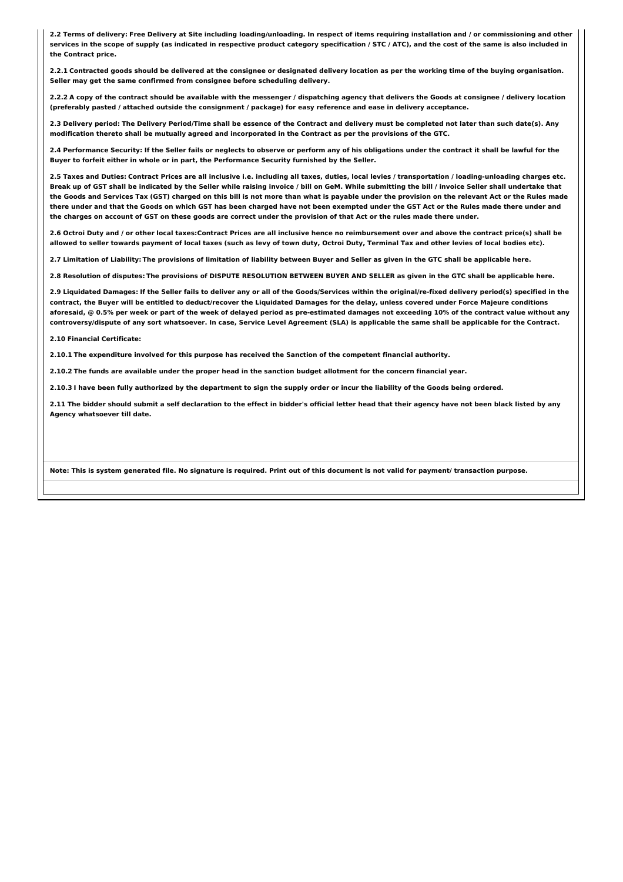**2.2 Terms of delivery: Free Delivery at Site including loading/unloading. In respect of items requiring installation and / or commissioning and other services in the scope of supply (as indicated in respective product category specification / STC / ATC), and the cost of the same is also included in the Contract price.**

**2.2.1 Contracted goods should be delivered at the consignee or designated delivery location as per the working time of the buying organisation. Seller may get the same confirmed from consignee before scheduling delivery.**

**2.2.2 A copy of the contract should be available with the messenger / dispatching agency that delivers the Goods at consignee / delivery location (preferably pasted / attached outside the consignment / package) for easy reference and ease in delivery acceptance.**

**2.3 Delivery period: The Delivery Period/Time shall be essence of the Contract and delivery must be completed not later than such date(s). Any modification thereto shall be mutually agreed and incorporated in the Contract as per the provisions of the GTC.**

**2.4 Performance Security: If the Seller fails or neglects to observe or perform any of his obligations under the contract it shall be lawful for the Buyer to forfeit either in whole or in part, the Performance Security furnished by the Seller.**

**2.5 Taxes and Duties: Contract Prices are all inclusive i.e. including all taxes, duties, local levies / transportation / loading-unloading charges etc. Break up of GST shall be indicated by the Seller while raising invoice / bill on GeM. While submitting the bill / invoice Seller shall undertake that the Goods and Services Tax (GST) charged on this bill is not more than what is payable under the provision on the relevant Act or the Rules made there under and that the Goods on which GST has been charged have not been exempted under the GST Act or the Rules made there under and the charges on account of GST on these goods are correct under the provision of that Act or the rules made there under.**

**2.6 Octroi Duty and / or other local taxes:Contract Prices are all inclusive hence no reimbursement over and above the contract price(s) shall be allowed to seller towards payment of local taxes (such as levy of town duty, Octroi Duty, Terminal Tax and other levies of local bodies etc).**

**2.7 Limitation of Liability: The provisions of limitation of liability between Buyer and Seller as given in the GTC shall be applicable here.**

**2.8 Resolution of disputes: The provisions of DISPUTE RESOLUTION BETWEEN BUYER AND SELLER as given in the GTC shall be applicable here.**

**2.9 Liquidated Damages: If the Seller fails to deliver any or all of the Goods/Services within the original/re-fixed delivery period(s) specified in the contract, the Buyer will be entitled to deduct/recover the Liquidated Damages for the delay, unless covered under Force Majeure conditions aforesaid, @ 0.5% per week or part of the week of delayed period as pre-estimated damages not exceeding 10% of the contract value without any controversy/dispute of any sort whatsoever. In case, Service Level Agreement (SLA) is applicable the same shall be applicable for the Contract.**

**2.10 Financial Certificate:**

**2.10.1 The expenditure involved for this purpose has received the Sanction of the competent financial authority.**

**2.10.2 The funds are available under the proper head in the sanction budget allotment for the concern financial year.**

**2.10.3 I have been fully authorized by the department to sign the supply order or incur the liability of the Goods being ordered.**

**2.11 The bidder should submit a self declaration to the effect in bidder's official letter head that their agency have not been black listed by any Agency whatsoever till date.**

**Note: This is system generated file. No signature is required. Print out of this document is not valid for payment/ transaction purpose.**